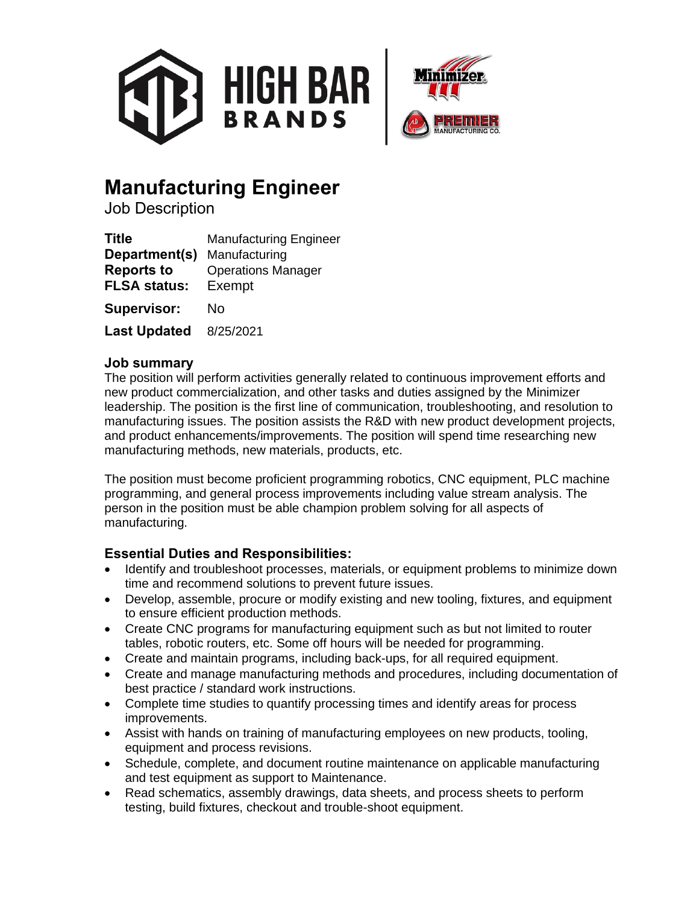# Manufacturing Engineer

Job Description

**Title** Manufacturing Engineer
**Department(s)** Manufacturing
**Reports to** Operations Manager
**FLSA status:** Exempt

**Supervisor:** No

**Last Updated** 8/25/2021

### Job summary

The position will perform activities generally related to continuous improvement efforts and new product commercialization, and other tasks and duties assigned by the Minimizer leadership. The position is the first line of communication, troubleshooting, and resolution to manufacturing issues. The position assists the R&D with new product development projects, and product enhancements/improvements. The position will spend time researching new manufacturing methods, new materials, products, etc.

The position must become proficient programming robotics, CNC equipment, PLC machine programming, and general process improvements including value stream analysis. The person in the position must be able champion problem solving for all aspects of manufacturing.

### Essential Duties and Responsibilities:

- Identify and troubleshoot processes, materials, or equipment problems to minimize down time and recommend solutions to prevent future issues.
- Develop, assemble, procure or modify existing and new tooling, fixtures, and equipment to ensure efficient production methods.
- Create CNC programs for manufacturing equipment such as but not limited to router tables, robotic routers, etc. Some off hours will be needed for programming.
- Create and maintain programs, including back-ups, for all required equipment.
- Create and manage manufacturing methods and procedures, including documentation of best practice / standard work instructions.
- Complete time studies to quantify processing times and identify areas for process improvements.
- Assist with hands on training of manufacturing employees on new products, tooling, equipment and process revisions.
- Schedule, complete, and document routine maintenance on applicable manufacturing and test equipment as support to Maintenance.
- Read schematics, assembly drawings, data sheets, and process sheets to perform testing, build fixtures, checkout and trouble-shoot equipment.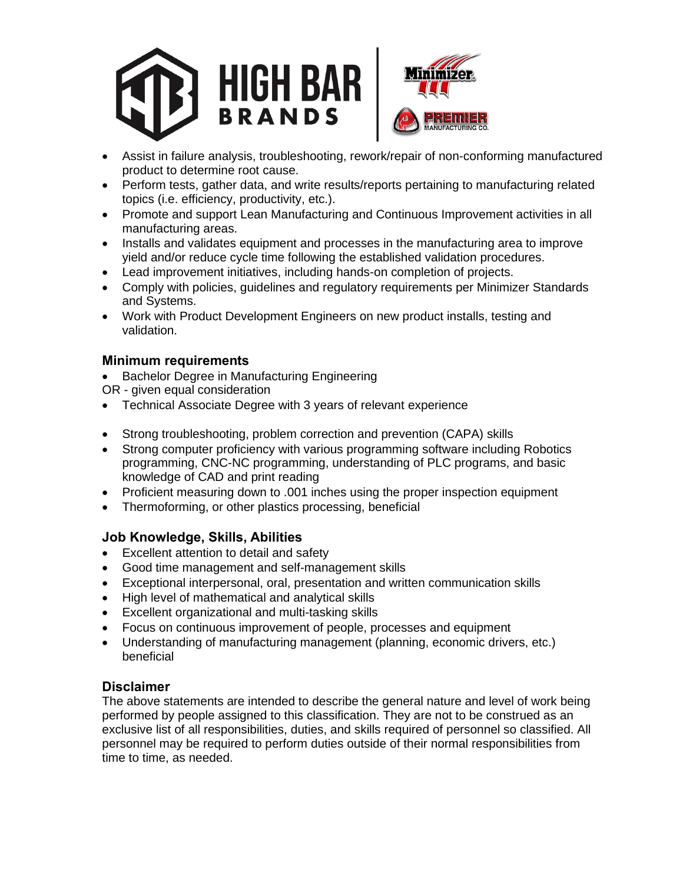- Assist in failure analysis, troubleshooting, rework/repair of non-conforming manufactured product to determine root cause.
- Perform tests, gather data, and write results/reports pertaining to manufacturing related topics (i.e. efficiency, productivity, etc.).
- Promote and support Lean Manufacturing and Continuous Improvement activities in all manufacturing areas.
- Installs and validates equipment and processes in the manufacturing area to improve yield and/or reduce cycle time following the established validation procedures.
- Lead improvement initiatives, including hands-on completion of projects.
- Comply with policies, guidelines and regulatory requirements per Minimizer Standards and Systems.
- Work with Product Development Engineers on new product installs, testing and validation.

### Minimum requirements

- Bachelor Degree in Manufacturing Engineering

OR - given equal consideration

- Technical Associate Degree with 3 years of relevant experience

- Strong troubleshooting, problem correction and prevention (CAPA) skills
- Strong computer proficiency with various programming software including Robotics programming, CNC-NC programming, understanding of PLC programs, and basic knowledge of CAD and print reading
- Proficient measuring down to .001 inches using the proper inspection equipment
- Thermoforming, or other plastics processing, beneficial

### Job Knowledge, Skills, Abilities

- Excellent attention to detail and safety
- Good time management and self-management skills
- Exceptional interpersonal, oral, presentation and written communication skills
- High level of mathematical and analytical skills
- Excellent organizational and multi-tasking skills
- Focus on continuous improvement of people, processes and equipment
- Understanding of manufacturing management (planning, economic drivers, etc.) beneficial

### Disclaimer

The above statements are intended to describe the general nature and level of work being performed by people assigned to this classification. They are not to be construed as an exclusive list of all responsibilities, duties, and skills required of personnel so classified. All personnel may be required to perform duties outside of their normal responsibilities from time to time, as needed.